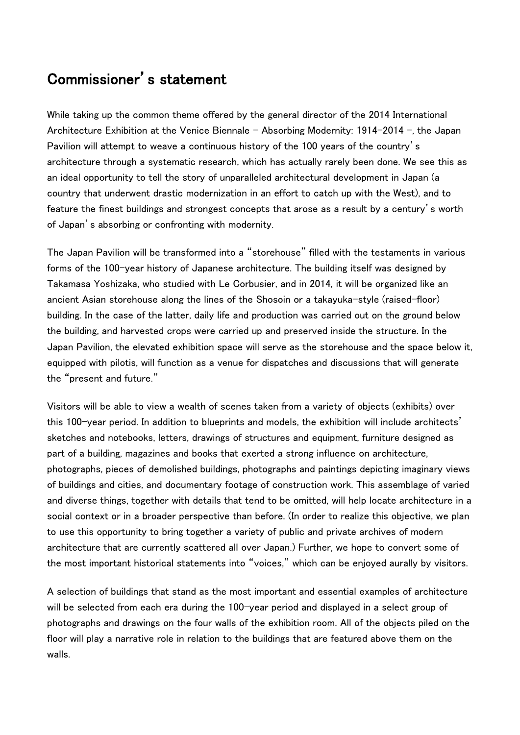# Commissioner's statement

While taking up the common theme offered by the general director of the 2014 International Architecture Exhibition at the Venice Biennale – Absorbing Modernity: 1914–2014 –, the Japan Pavilion will attempt to weave a continuous history of the 100 years of the country's architecture through a systematic research, which has actually rarely been done. We see this as an ideal opportunity to tell the story of unparalleled architectural development in Japan (a country that underwent drastic modernization in an effort to catch up with the West), and to feature the finest buildings and strongest concepts that arose as a result by a century's worth of Japan's absorbing or confronting with modernity.

The Japan Pavilion will be transformed into a "storehouse" filled with the testaments in various forms of the 100-year history of Japanese architecture. The building itself was designed by Takamasa Yoshizaka, who studied with Le Corbusier, and in 2014, it will be organized like an ancient Asian storehouse along the lines of the Shosoin or a takayuka-style (raised-floor) building. In the case of the latter, daily life and production was carried out on the ground below the building, and harvested crops were carried up and preserved inside the structure. In the Japan Pavilion, the elevated exhibition space will serve as the storehouse and the space below it, equipped with pilotis, will function as a venue for dispatches and discussions that will generate the "present and future."

Visitors will be able to view a wealth of scenes taken from a variety of objects (exhibits) over this 100-year period. In addition to blueprints and models, the exhibition will include architects' sketches and notebooks, letters, drawings of structures and equipment, furniture designed as part of a building, magazines and books that exerted a strong influence on architecture, photographs, pieces of demolished buildings, photographs and paintings depicting imaginary views of buildings and cities, and documentary footage of construction work. This assemblage of varied and diverse things, together with details that tend to be omitted, will help locate architecture in a social context or in a broader perspective than before. (In order to realize this objective, we plan to use this opportunity to bring together a variety of public and private archives of modern architecture that are currently scattered all over Japan.) Further, we hope to convert some of the most important historical statements into "voices," which can be enjoyed aurally by visitors.

A selection of buildings that stand as the most important and essential examples of architecture will be selected from each era during the 100-year period and displayed in a select group of photographs and drawings on the four walls of the exhibition room. All of the objects piled on the floor will play a narrative role in relation to the buildings that are featured above them on the walls.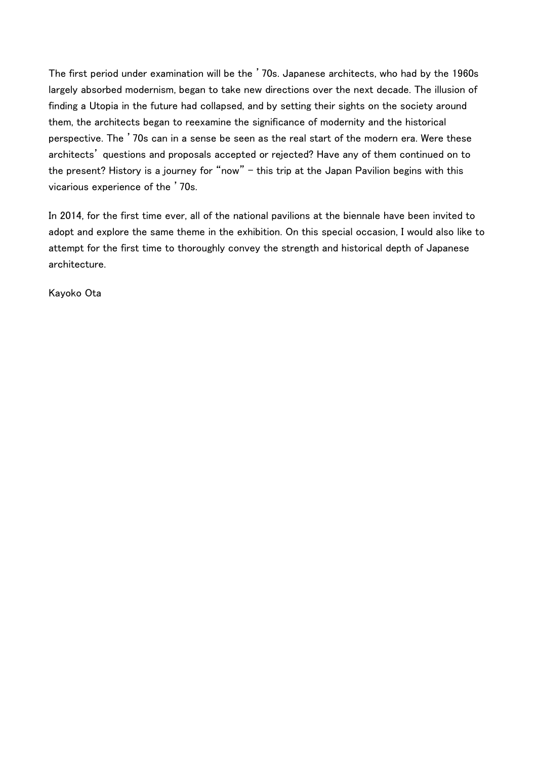The first period under examination will be the ’70s. Japanese architects, who had by the 1960s largely absorbed modernism, began to take new directions over the next decade. The illusion of finding a Utopia in the future had collapsed, and by setting their sights on the society around them, the architects began to reexamine the significance of modernity and the historical perspective. The ’70s can in a sense be seen as the real start of the modern era. Were these architects’ questions and proposals accepted or rejected? Have any of them continued on to the present? History is a journey for “now” – this trip at the Japan Pavilion begins with this vicarious experience of the ’70s.

In 2014, for the first time ever, all of the national pavilions at the biennale have been invited to adopt and explore the same theme in the exhibition. On this special occasion, I would also like to attempt for the first time to thoroughly convey the strength and historical depth of Japanese architecture.

Kayoko Ota